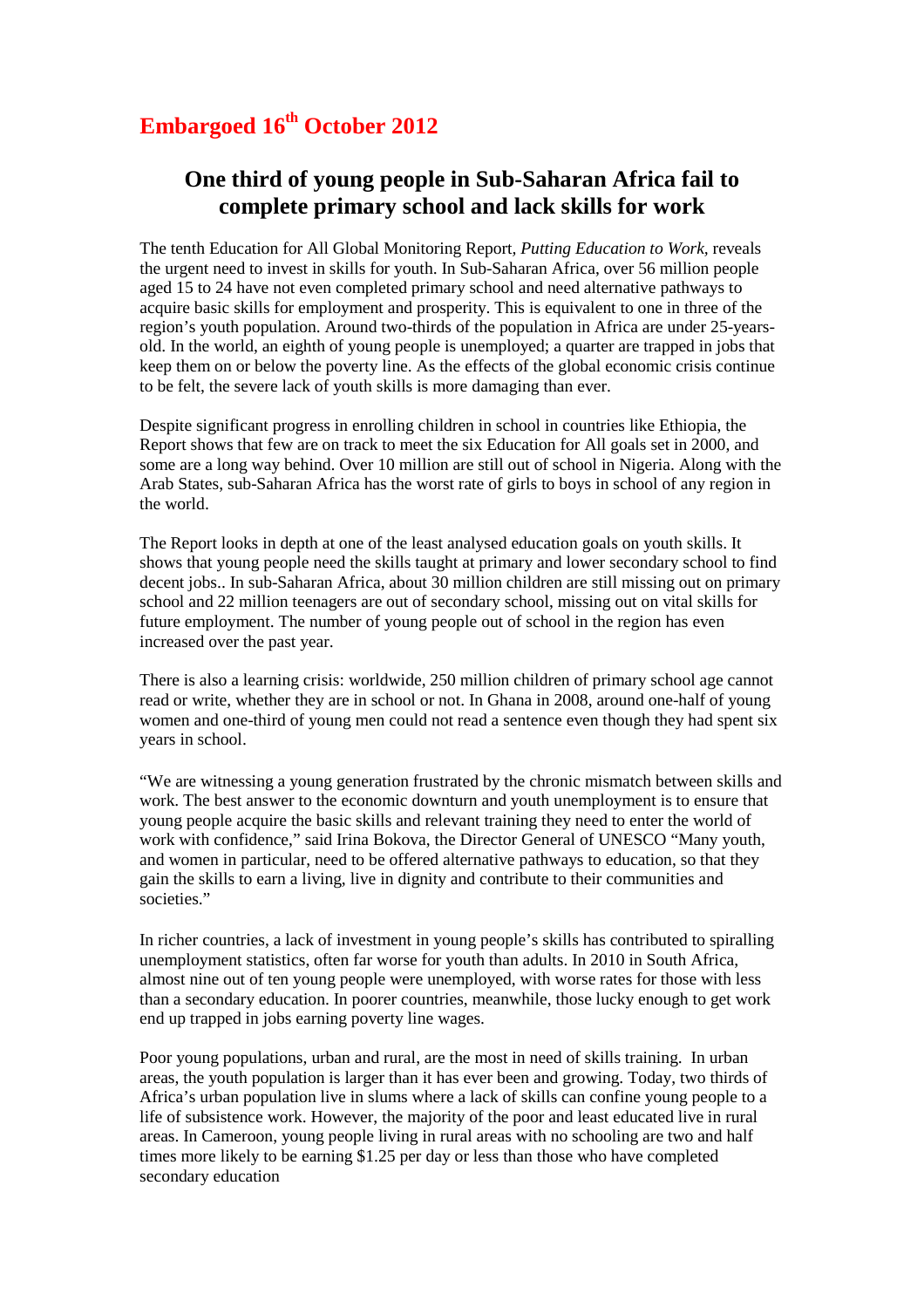**Embargoed 16th October 2012**

# One third of young people in Sub-Saharan Africa fail to complete primary school and lack skills for work

The tenth Education for All Global Monitoring Report, *Putting Education to Work*, reveals the urgent need to invest in skills for youth. In Sub-Saharan Africa, over 56 million people aged 15 to 24 have not even completed primary school and need alternative pathways to acquire basic skills for employment and prosperity. This is equivalent to one in three of the region's youth population. Around two-thirds of the population in Africa are under 25-years-old. In the world, an eighth of young people is unemployed; a quarter are trapped in jobs that keep them on or below the poverty line. As the effects of the global economic crisis continue to be felt, the severe lack of youth skills is more damaging than ever.

Despite significant progress in enrolling children in school in countries like Ethiopia, the Report shows that few are on track to meet the six Education for All goals set in 2000, and some are a long way behind. Over 10 million are still out of school in Nigeria. Along with the Arab States, sub-Saharan Africa has the worst rate of girls to boys in school of any region in the world.

The Report looks in depth at one of the least analysed education goals on youth skills. It shows that young people need the skills taught at primary and lower secondary school to find decent jobs.. In sub-Saharan Africa, about 30 million children are still missing out on primary school and 22 million teenagers are out of secondary school, missing out on vital skills for future employment. The number of young people out of school in the region has even increased over the past year.

There is also a learning crisis: worldwide, 250 million children of primary school age cannot read or write, whether they are in school or not. In Ghana in 2008, around one-half of young women and one-third of young men could not read a sentence even though they had spent six years in school.

"We are witnessing a young generation frustrated by the chronic mismatch between skills and work. The best answer to the economic downturn and youth unemployment is to ensure that young people acquire the basic skills and relevant training they need to enter the world of work with confidence," said Irina Bokova, the Director General of UNESCO "Many youth, and women in particular, need to be offered alternative pathways to education, so that they gain the skills to earn a living, live in dignity and contribute to their communities and societies."

In richer countries, a lack of investment in young people's skills has contributed to spiralling unemployment statistics, often far worse for youth than adults. In 2010 in South Africa, almost nine out of ten young people were unemployed, with worse rates for those with less than a secondary education. In poorer countries, meanwhile, those lucky enough to get work end up trapped in jobs earning poverty line wages.

Poor young populations, urban and rural, are the most in need of skills training. In urban areas, the youth population is larger than it has ever been and growing. Today, two thirds of Africa's urban population live in slums where a lack of skills can confine young people to a life of subsistence work. However, the majority of the poor and least educated live in rural areas. In Cameroon, young people living in rural areas with no schooling are two and half times more likely to be earning $1.25 per day or less than those who have completed secondary education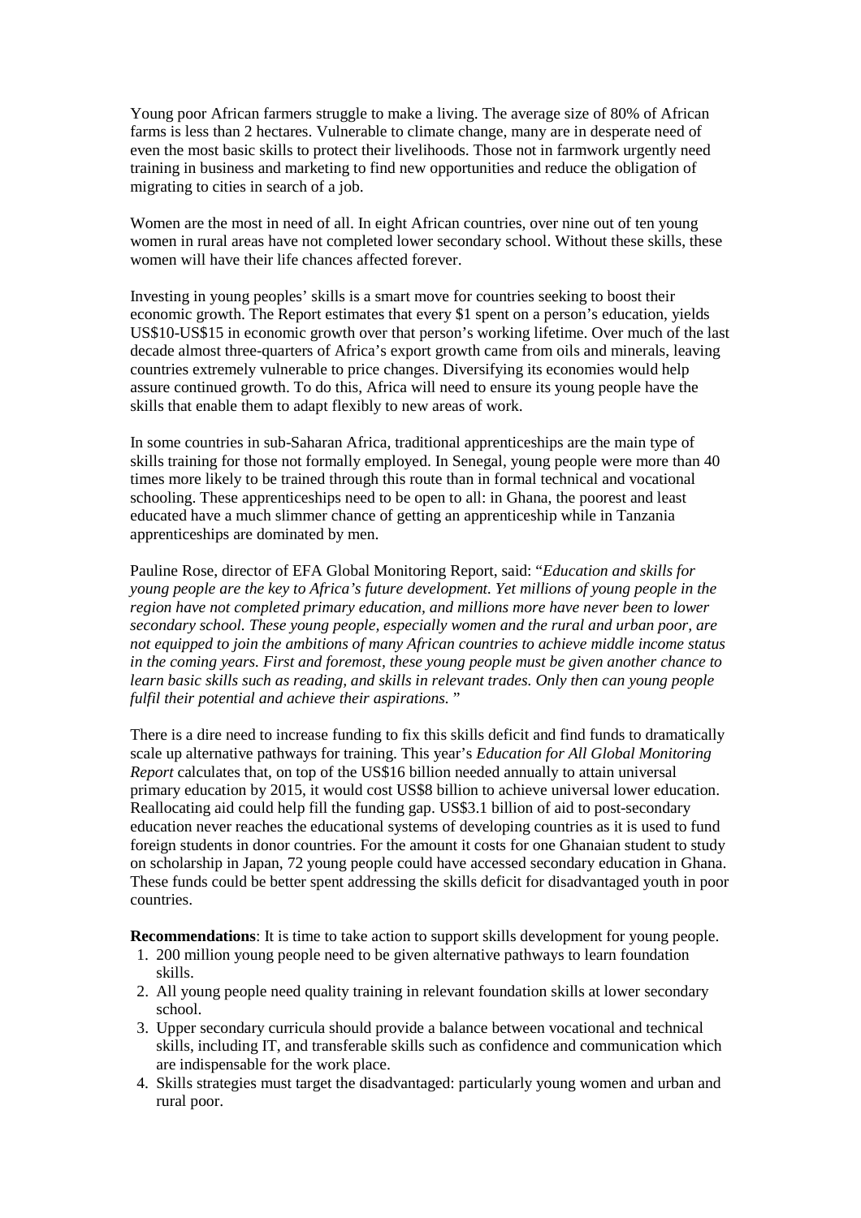Young poor African farmers struggle to make a living. The average size of 80% of African farms is less than 2 hectares. Vulnerable to climate change, many are in desperate need of even the most basic skills to protect their livelihoods. Those not in farmwork urgently need training in business and marketing to find new opportunities and reduce the obligation of migrating to cities in search of a job.

Women are the most in need of all. In eight African countries, over nine out of ten young women in rural areas have not completed lower secondary school. Without these skills, these women will have their life chances affected forever.

Investing in young peoples' skills is a smart move for countries seeking to boost their economic growth. The Report estimates that every $1 spent on a person's education, yields US$10-US$15 in economic growth over that person's working lifetime. Over much of the last decade almost three-quarters of Africa's export growth came from oils and minerals, leaving countries extremely vulnerable to price changes. Diversifying its economies would help assure continued growth. To do this, Africa will need to ensure its young people have the skills that enable them to adapt flexibly to new areas of work.

In some countries in sub-Saharan Africa, traditional apprenticeships are the main type of skills training for those not formally employed. In Senegal, young people were more than 40 times more likely to be trained through this route than in formal technical and vocational schooling. These apprenticeships need to be open to all: in Ghana, the poorest and least educated have a much slimmer chance of getting an apprenticeship while in Tanzania apprenticeships are dominated by men.

Pauline Rose, director of EFA Global Monitoring Report, said: "*Education and skills for young people are the key to Africa's future development. Yet millions of young people in the region have not completed primary education, and millions more have never been to lower secondary school. These young people, especially women and the rural and urban poor, are not equipped to join the ambitions of many African countries to achieve middle income status in the coming years. First and foremost, these young people must be given another chance to learn basic skills such as reading, and skills in relevant trades. Only then can young people fulfil their potential and achieve their aspirations.* "

There is a dire need to increase funding to fix this skills deficit and find funds to dramatically scale up alternative pathways for training. This year's *Education for All Global Monitoring Report* calculates that, on top of the US$16 billion needed annually to attain universal primary education by 2015, it would cost US$8 billion to achieve universal lower education. Reallocating aid could help fill the funding gap. US$3.1 billion of aid to post-secondary education never reaches the educational systems of developing countries as it is used to fund foreign students in donor countries. For the amount it costs for one Ghanaian student to study on scholarship in Japan, 72 young people could have accessed secondary education in Ghana. These funds could be better spent addressing the skills deficit for disadvantaged youth in poor countries.

**Recommendations**: It is time to take action to support skills development for young people.

1. 200 million young people need to be given alternative pathways to learn foundation skills.
2. All young people need quality training in relevant foundation skills at lower secondary school.
3. Upper secondary curricula should provide a balance between vocational and technical skills, including IT, and transferable skills such as confidence and communication which are indispensable for the work place.
4. Skills strategies must target the disadvantaged: particularly young women and urban and rural poor.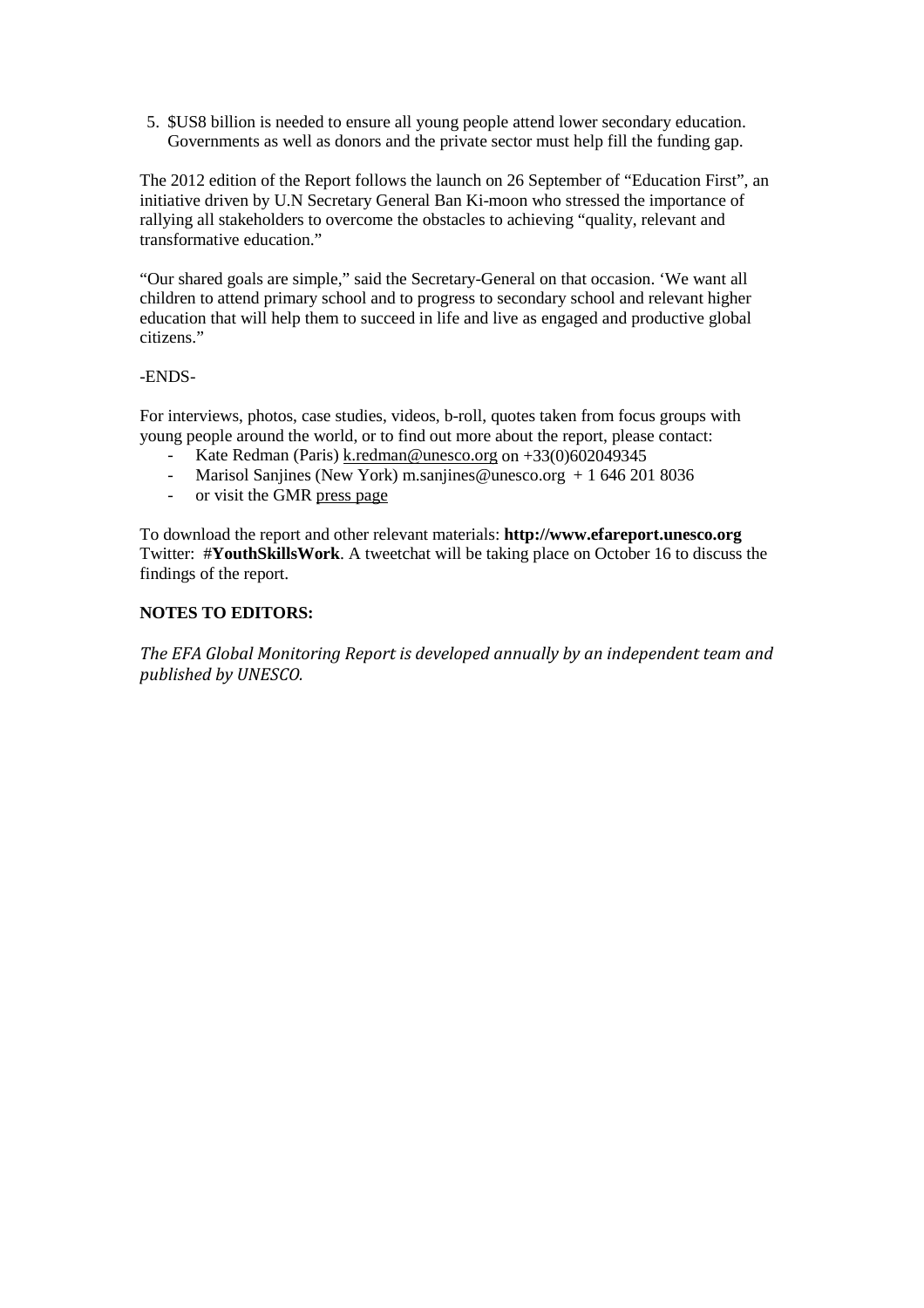5. $US8 billion is needed to ensure all young people attend lower secondary education. Governments as well as donors and the private sector must help fill the funding gap.

The 2012 edition of the Report follows the launch on 26 September of "Education First", an initiative driven by U.N Secretary General Ban Ki-moon who stressed the importance of rallying all stakeholders to overcome the obstacles to achieving "quality, relevant and transformative education."

"Our shared goals are simple," said the Secretary-General on that occasion. 'We want all children to attend primary school and to progress to secondary school and relevant higher education that will help them to succeed in life and live as engaged and productive global citizens."

-ENDS-

For interviews, photos, case studies, videos, b-roll, quotes taken from focus groups with young people around the world, or to find out more about the report, please contact:

- Kate Redman (Paris) k.redman@unesco.org on +33(0)602049345
- Marisol Sanjines (New York) m.sanjines@unesco.org + 1 646 201 8036
- or visit the GMR press page

To download the report and other relevant materials: **http://www.efareport.unesco.org**
Twitter: #**YouthSkillsWork**. A tweetchat will be taking place on October 16 to discuss the findings of the report.

**NOTES TO EDITORS:**

*The EFA Global Monitoring Report is developed annually by an independent team and published by UNESCO.*